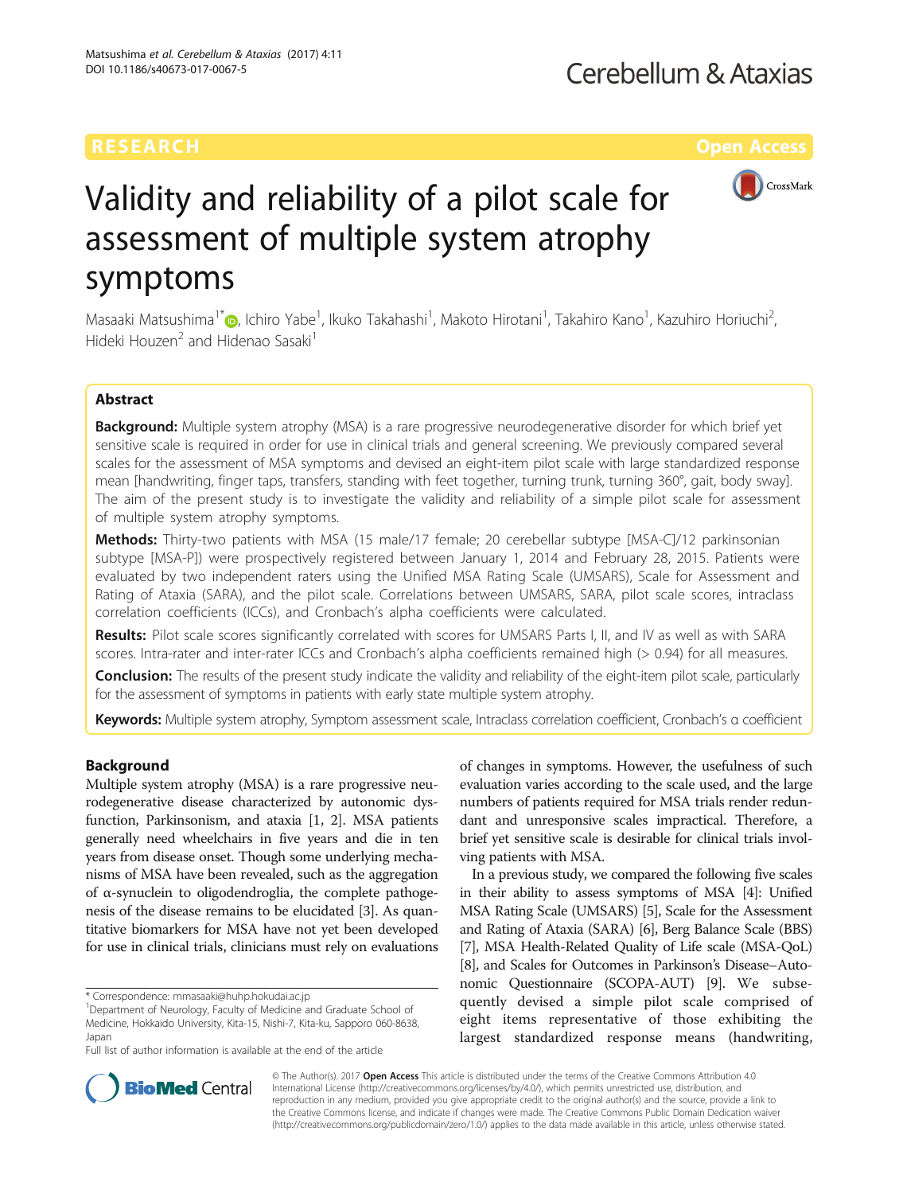RESEARCH Open Access

# Validity and reliability of a pilot scale for assessment of multiple system atrophy symptoms

Masaaki Matsushima[1*], Ichiro Yabe[1], Ikuko Takahashi[1], Makoto Hirotani[1], Takahiro Kano[1], Kazuhiro Horiuchi[2], Hideki Houzen[2] and Hidenao Sasaki[1]

## Abstract

**Background:** Multiple system atrophy (MSA) is a rare progressive neurodegenerative disorder for which brief yet sensitive scale is required in order for use in clinical trials and general screening. We previously compared several scales for the assessment of MSA symptoms and devised an eight-item pilot scale with large standardized response mean [handwriting, finger taps, transfers, standing with feet together, turning trunk, turning 360°, gait, body sway]. The aim of the present study is to investigate the validity and reliability of a simple pilot scale for assessment of multiple system atrophy symptoms.

**Methods:** Thirty-two patients with MSA (15 male/17 female; 20 cerebellar subtype [MSA-C]/12 parkinsonian subtype [MSA-P]) were prospectively registered between January 1, 2014 and February 28, 2015. Patients were evaluated by two independent raters using the Unified MSA Rating Scale (UMSARS), Scale for Assessment and Rating of Ataxia (SARA), and the pilot scale. Correlations between UMSARS, SARA, pilot scale scores, intraclass correlation coefficients (ICCs), and Cronbach's alpha coefficients were calculated.

**Results:** Pilot scale scores significantly correlated with scores for UMSARS Parts I, II, and IV as well as with SARA scores. Intra-rater and inter-rater ICCs and Cronbach's alpha coefficients remained high (> 0.94) for all measures.

**Conclusion:** The results of the present study indicate the validity and reliability of the eight-item pilot scale, particularly for the assessment of symptoms in patients with early state multiple system atrophy.

**Keywords:** Multiple system atrophy, Symptom assessment scale, Intraclass correlation coefficient, Cronbach's α coefficient

## Background

Multiple system atrophy (MSA) is a rare progressive neurodegenerative disease characterized by autonomic dysfunction, Parkinsonism, and ataxia [1, 2]. MSA patients generally need wheelchairs in five years and die in ten years from disease onset. Though some underlying mechanisms of MSA have been revealed, such as the aggregation of α-synuclein to oligodendroglia, the complete pathogenesis of the disease remains to be elucidated [3]. As quantitative biomarkers for MSA have not yet been developed for use in clinical trials, clinicians must rely on evaluations of changes in symptoms. However, the usefulness of such evaluation varies according to the scale used, and the large numbers of patients required for MSA trials render redundant and unresponsive scales impractical. Therefore, a brief yet sensitive scale is desirable for clinical trials involving patients with MSA.

In a previous study, we compared the following five scales in their ability to assess symptoms of MSA [4]: Unified MSA Rating Scale (UMSARS) [5], Scale for the Assessment and Rating of Ataxia (SARA) [6], Berg Balance Scale (BBS) [7], MSA Health-Related Quality of Life scale (MSA-QoL) [8], and Scales for Outcomes in Parkinson's Disease–Autonomic Questionnaire (SCOPA-AUT) [9]. We subsequently devised a simple pilot scale comprised of eight items representative of those exhibiting the largest standardized response means (handwriting,

* Correspondence: mmasaaki@huhp.hokudai.ac.jp
[1]Department of Neurology, Faculty of Medicine and Graduate School of Medicine, Hokkaido University, Kita-15, Nishi-7, Kita-ku, Sapporo 060-8638, Japan
Full list of author information is available at the end of the article

© The Author(s). 2017 **Open Access** This article is distributed under the terms of the Creative Commons Attribution 4.0 International License (http://creativecommons.org/licenses/by/4.0/), which permits unrestricted use, distribution, and reproduction in any medium, provided you give appropriate credit to the original author(s) and the source, provide a link to the Creative Commons license, and indicate if changes were made. The Creative Commons Public Domain Dedication waiver (http://creativecommons.org/publicdomain/zero/1.0/) applies to the data made available in this article, unless otherwise stated.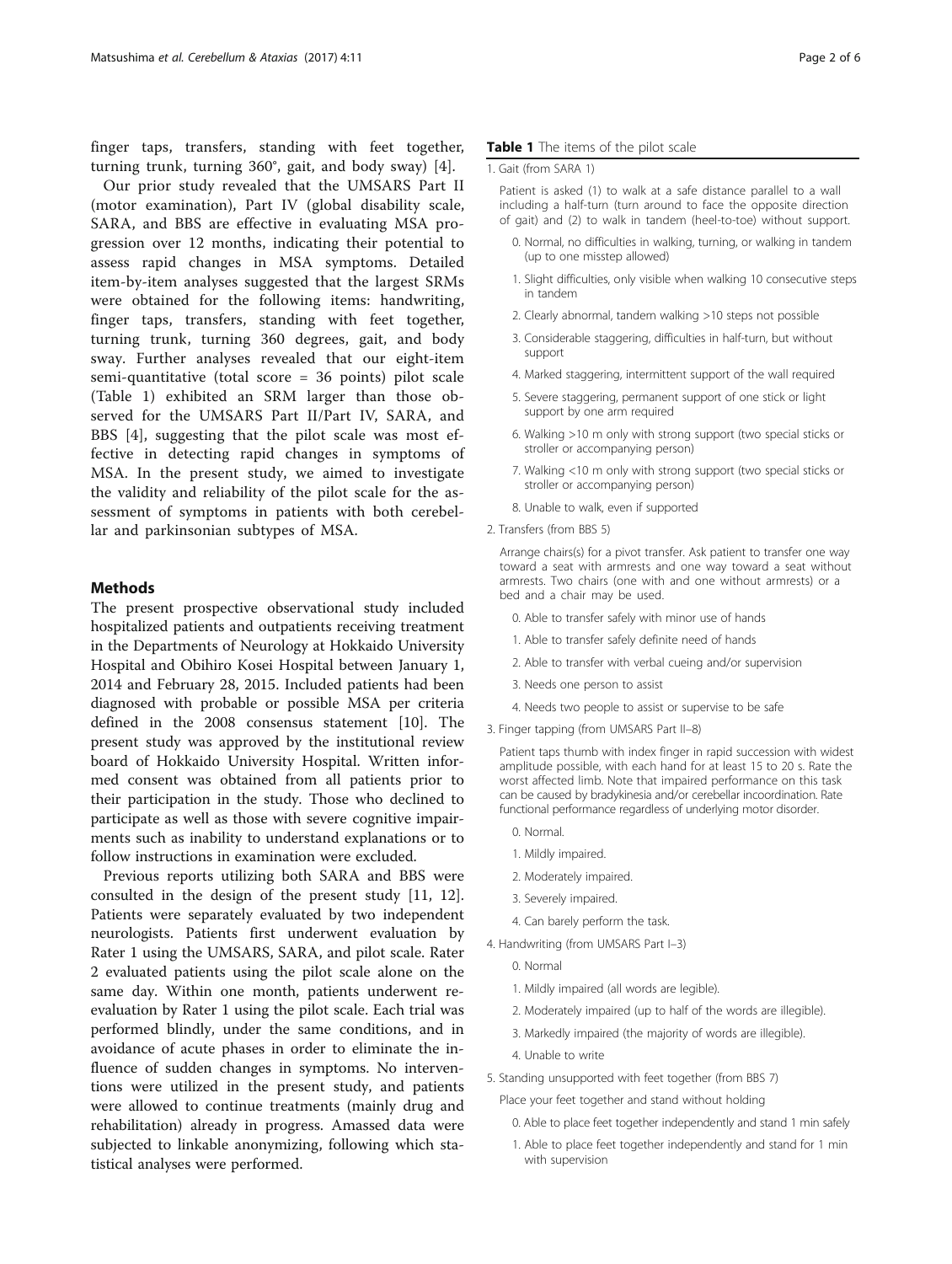finger taps, transfers, standing with feet together, turning trunk, turning 360°, gait, and body sway) [4].

Our prior study revealed that the UMSARS Part II (motor examination), Part IV (global disability scale, SARA, and BBS are effective in evaluating MSA progression over 12 months, indicating their potential to assess rapid changes in MSA symptoms. Detailed item-by-item analyses suggested that the largest SRMs were obtained for the following items: handwriting, finger taps, transfers, standing with feet together, turning trunk, turning 360 degrees, gait, and body sway. Further analyses revealed that our eight-item semi-quantitative (total score = 36 points) pilot scale (Table 1) exhibited an SRM larger than those observed for the UMSARS Part II/Part IV, SARA, and BBS [4], suggesting that the pilot scale was most effective in detecting rapid changes in symptoms of MSA. In the present study, we aimed to investigate the validity and reliability of the pilot scale for the assessment of symptoms in patients with both cerebellar and parkinsonian subtypes of MSA.

## Methods

The present prospective observational study included hospitalized patients and outpatients receiving treatment in the Departments of Neurology at Hokkaido University Hospital and Obihiro Kosei Hospital between January 1, 2014 and February 28, 2015. Included patients had been diagnosed with probable or possible MSA per criteria defined in the 2008 consensus statement [10]. The present study was approved by the institutional review board of Hokkaido University Hospital. Written informed consent was obtained from all patients prior to their participation in the study. Those who declined to participate as well as those with severe cognitive impairments such as inability to understand explanations or to follow instructions in examination were excluded.

Previous reports utilizing both SARA and BBS were consulted in the design of the present study [11, 12]. Patients were separately evaluated by two independent neurologists. Patients first underwent evaluation by Rater 1 using the UMSARS, SARA, and pilot scale. Rater 2 evaluated patients using the pilot scale alone on the same day. Within one month, patients underwent re-evaluation by Rater 1 using the pilot scale. Each trial was performed blindly, under the same conditions, and in avoidance of acute phases in order to eliminate the influence of sudden changes in symptoms. No interventions were utilized in the present study, and patients were allowed to continue treatments (mainly drug and rehabilitation) already in progress. Amassed data were subjected to linkable anonymizing, following which statistical analyses were performed.

**Table 1** The items of the pilot scale

1. Gait (from SARA 1)

   Patient is asked (1) to walk at a safe distance parallel to a wall including a half-turn (turn around to face the opposite direction of gait) and (2) to walk in tandem (heel-to-toe) without support.

   0. Normal, no difficulties in walking, turning, or walking in tandem (up to one misstep allowed)
   1. Slight difficulties, only visible when walking 10 consecutive steps in tandem
   2. Clearly abnormal, tandem walking >10 steps not possible
   3. Considerable staggering, difficulties in half-turn, but without support
   4. Marked staggering, intermittent support of the wall required
   5. Severe staggering, permanent support of one stick or light support by one arm required
   6. Walking >10 m only with strong support (two special sticks or stroller or accompanying person)
   7. Walking <10 m only with strong support (two special sticks or stroller or accompanying person)
   8. Unable to walk, even if supported

2. Transfers (from BBS 5)

   Arrange chairs(s) for a pivot transfer. Ask patient to transfer one way toward a seat with armrests and one way toward a seat without armrests. Two chairs (one with and one without armrests) or a bed and a chair may be used.

   0. Able to transfer safely with minor use of hands
   1. Able to transfer safely definite need of hands
   2. Able to transfer with verbal cueing and/or supervision
   3. Needs one person to assist
   4. Needs two people to assist or supervise to be safe

3. Finger tapping (from UMSARS Part II–8)

   Patient taps thumb with index finger in rapid succession with widest amplitude possible, with each hand for at least 15 to 20 s. Rate the worst affected limb. Note that impaired performance on this task can be caused by bradykinesia and/or cerebellar incoordination. Rate functional performance regardless of underlying motor disorder.

   0. Normal.
   1. Mildly impaired.
   2. Moderately impaired.
   3. Severely impaired.
   4. Can barely perform the task.

4. Handwriting (from UMSARS Part I–3)

   0. Normal
   1. Mildly impaired (all words are legible).
   2. Moderately impaired (up to half of the words are illegible).
   3. Markedly impaired (the majority of words are illegible).
   4. Unable to write

5. Standing unsupported with feet together (from BBS 7)

   Place your feet together and stand without holding

   0. Able to place feet together independently and stand 1 min safely
   1. Able to place feet together independently and stand for 1 min with supervision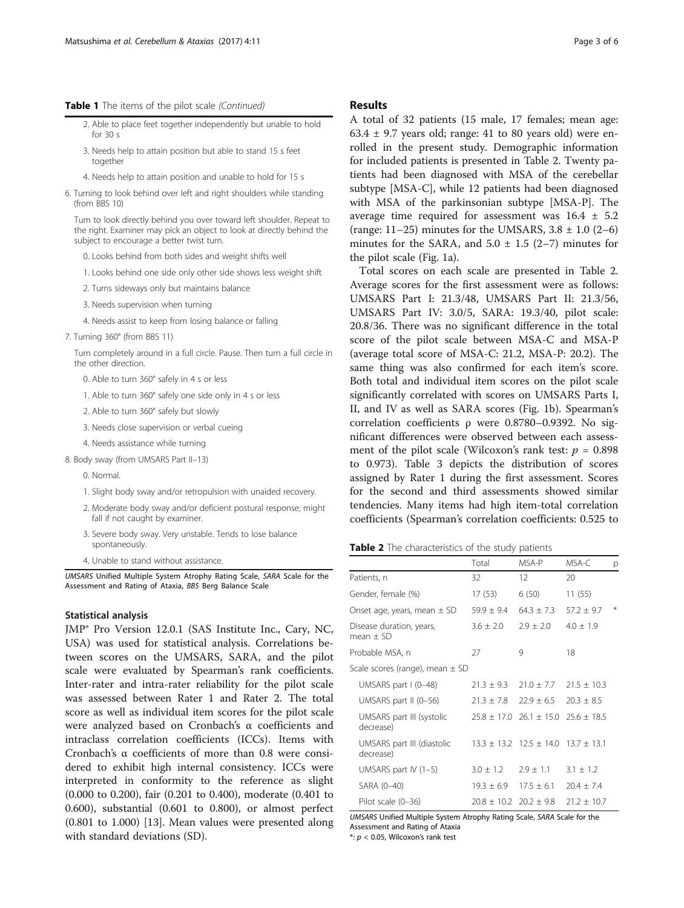**Table 1** The items of the pilot scale *(Continued)*

2. Able to place feet together independently but unable to hold for 30 s
3. Needs help to attain position but able to stand 15 s feet together
4. Needs help to attain position and unable to hold for 15 s

6. Turning to look behind over left and right shoulders while standing (from BBS 10)

Turn to look directly behind you over toward left shoulder. Repeat to the right. Examiner may pick an object to look at directly behind the subject to encourage a better twist turn.

0. Looks behind from both sides and weight shifts well
1. Looks behind one side only other side shows less weight shift
2. Turns sideways only but maintains balance
3. Needs supervision when turning
4. Needs assist to keep from losing balance or falling

7. Turning 360° (from BBS 11)

Turn completely around in a full circle. Pause. Then turn a full circle in the other direction.

0. Able to turn 360° safely in 4 s or less
1. Able to turn 360° safely one side only in 4 s or less
2. Able to turn 360° safely but slowly
3. Needs close supervision or verbal cueing
4. Needs assistance while turning

8. Body sway (from UMSARS Part II–13)

0. Normal.
1. Slight body sway and/or retropulsion with unaided recovery.
2. Moderate body sway and/or deficient postural response; might fall if not caught by examiner.
3. Severe body sway. Very unstable. Tends to lose balance spontaneously.
4. Unable to stand without assistance.

*UMSARS* Unified Multiple System Atrophy Rating Scale, *SARA* Scale for the Assessment and Rating of Ataxia, *BBS* Berg Balance Scale

## Statistical analysis

JMP® Pro Version 12.0.1 (SAS Institute Inc., Cary, NC, USA) was used for statistical analysis. Correlations between scores on the UMSARS, SARA, and the pilot scale were evaluated by Spearman's rank coefficients. Inter-rater and intra-rater reliability for the pilot scale was assessed between Rater 1 and Rater 2. The total score as well as individual item scores for the pilot scale were analyzed based on Cronbach's α coefficients and intraclass correlation coefficients (ICCs). Items with Cronbach's α coefficients of more than 0.8 were considered to exhibit high internal consistency. ICCs were interpreted in conformity to the reference as slight (0.000 to 0.200), fair (0.201 to 0.400), moderate (0.401 to 0.600), substantial (0.601 to 0.800), or almost perfect (0.801 to 1.000) [13]. Mean values were presented along with standard deviations (SD).

## Results

A total of 32 patients (15 male, 17 females; mean age: 63.4 ± 9.7 years old; range: 41 to 80 years old) were enrolled in the present study. Demographic information for included patients is presented in Table 2. Twenty patients had been diagnosed with MSA of the cerebellar subtype [MSA-C], while 12 patients had been diagnosed with MSA of the parkinsonian subtype [MSA-P]. The average time required for assessment was 16.4 ± 5.2 (range: 11–25) minutes for the UMSARS, 3.8 ± 1.0 (2–6) minutes for the SARA, and 5.0 ± 1.5 (2–7) minutes for the pilot scale (Fig. 1a).

Total scores on each scale are presented in Table 2. Average scores for the first assessment were as follows: UMSARS Part I: 21.3/48, UMSARS Part II: 21.3/56, UMSARS Part IV: 3.0/5, SARA: 19.3/40, pilot scale: 20.8/36. There was no significant difference in the total score of the pilot scale between MSA-C and MSA-P (average total score of MSA-C: 21.2, MSA-P: 20.2). The same thing was also confirmed for each item's score. Both total and individual item scores on the pilot scale significantly correlated with scores on UMSARS Parts I, II, and IV as well as SARA scores (Fig. 1b). Spearman's correlation coefficients ρ were 0.8780–0.9392. No significant differences were observed between each assessment of the pilot scale (Wilcoxon's rank test: $p$ = 0.898 to 0.973). Table 3 depicts the distribution of scores assigned by Rater 1 during the first assessment. Scores for the second and third assessments showed similar tendencies. Many items had high item-total correlation coefficients (Spearman's correlation coefficients: 0.525 to

**Table 2** The characteristics of the study patients

| | Total | MSA-P | MSA-C | p |
|---|---|---|---|---|
| Patients, n | 32 | 12 | 20 | |
| Gender, female (%) | 17 (53) | 6 (50) | 11 (55) | |
| Onset age, years, mean ± SD | 59.9 ± 9.4 | 64.3 ± 7.3 | 57.2 ± 9.7 | * |
| Disease duration, years, mean ± SD | 3.6 ± 2.0 | 2.9 ± 2.0 | 4.0 ± 1.9 | |
| Probable MSA, n | 27 | 9 | 18 | |
| Scale scores (range), mean ± SD | | | | |
| UMSARS part I (0–48) | 21.3 ± 9.3 | 21.0 ± 7.7 | 21.5 ± 10.3 | |
| UMSARS part II (0–56) | 21.3 ± 7.8 | 22.9 ± 6.5 | 20.3 ± 8.5 | |
| UMSARS part III (systolic decrease) | 25.8 ± 17.0 | 26.1 ± 15.0 | 25.6 ± 18.5 | |
| UMSARS part III (diastolic decrease) | 13.3 ± 13.2 | 12.5 ± 14.0 | 13.7 ± 13.1 | |
| UMSARS part IV (1–5) | 3.0 ± 1.2 | 2.9 ± 1.1 | 3.1 ± 1.2 | |
| SARA (0–40) | 19.3 ± 6.9 | 17.5 ± 6.1 | 20.4 ± 7.4 | |
| Pilot scale (0–36) | 20.8 ± 10.2 | 20.2 ± 9.8 | 21.2 ± 10.7 | |

*UMSARS* Unified Multiple System Atrophy Rating Scale, *SARA* Scale for the Assessment and Rating of Ataxia

*: $p < 0.05$, Wilcoxon's rank test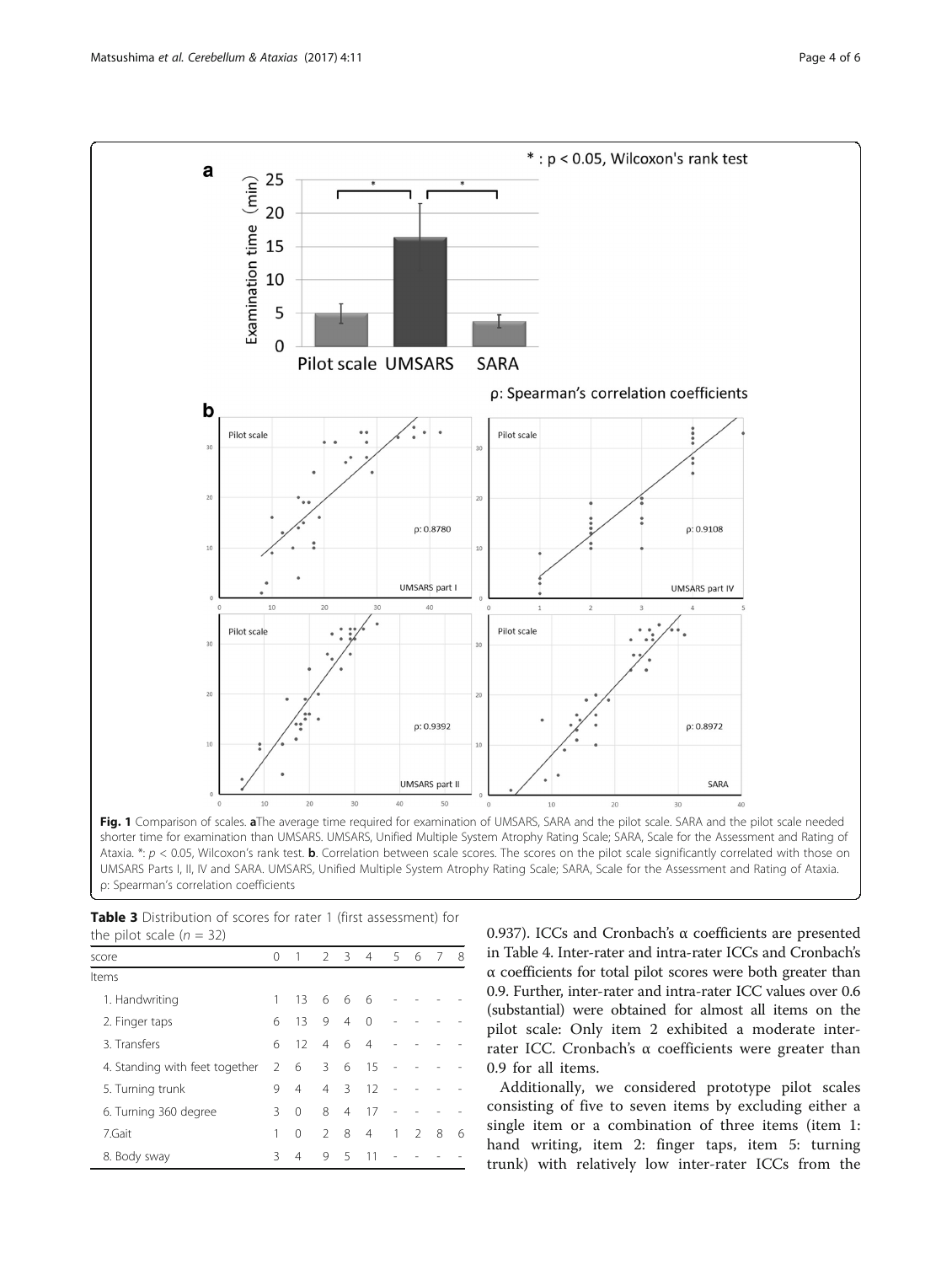* : p < 0.05, Wilcoxon's rank test

a

Examination time (min)

25

20

15

10

5

0

Pilot scale UMSARS SARA

ρ: Spearman's correlation coefficients

b

Pilot scale

ρ: 0.8780

UMSARS part I

Pilot scale

ρ: 0.9108

UMSARS part IV

Pilot scale

ρ: 0.9392

UMSARS part II

Pilot scale

ρ: 0.8972

SARA

**Fig. 1** Comparison of scales. **a** The average time required for examination of UMSARS, SARA and the pilot scale. SARA and the pilot scale needed shorter time for examination than UMSARS. UMSARS, Unified Multiple System Atrophy Rating Scale; SARA, Scale for the Assessment and Rating of Ataxia. *: $p < 0.05$, Wilcoxon's rank test. **b**. Correlation between scale scores. The scores on the pilot scale significantly correlated with those on UMSARS Parts I, II, IV and SARA. UMSARS, Unified Multiple System Atrophy Rating Scale; SARA, Scale for the Assessment and Rating of Ataxia. ρ: Spearman's correlation coefficients

**Table 3** Distribution of scores for rater 1 (first assessment) for the pilot scale ($n = 32$)

| score | 0 | 1 | 2 | 3 | 4 | 5 | 6 | 7 | 8 |
|---|---|---|---|---|---|---|---|---|---|
| Items | | | | | | | | | |
| 1. Handwriting | 1 | 13 | 6 | 6 | 6 | - | - | - | - |
| 2. Finger taps | 6 | 13 | 9 | 4 | 0 | - | - | - | - |
| 3. Transfers | 6 | 12 | 4 | 6 | 4 | - | - | - | - |
| 4. Standing with feet together | 2 | 6 | 3 | 6 | 15 | - | - | - | - |
| 5. Turning trunk | 9 | 4 | 4 | 3 | 12 | - | - | - | - |
| 6. Turning 360 degree | 3 | 0 | 8 | 4 | 17 | - | - | - | - |
| 7.Gait | 1 | 0 | 2 | 8 | 4 | 1 | 2 | 8 | 6 |
| 8. Body sway | 3 | 4 | 9 | 5 | 11 | - | - | - | - |

0.937). ICCs and Cronbach's α coefficients are presented in Table 4. Inter-rater and intra-rater ICCs and Cronbach's α coefficients for total pilot scores were both greater than 0.9. Further, inter-rater and intra-rater ICC values over 0.6 (substantial) were obtained for almost all items on the pilot scale: Only item 2 exhibited a moderate inter-rater ICC. Cronbach's α coefficients were greater than 0.9 for all items.

Additionally, we considered prototype pilot scales consisting of five to seven items by excluding either a single item or a combination of three items (item 1: hand writing, item 2: finger taps, item 5: turning trunk) with relatively low inter-rater ICCs from the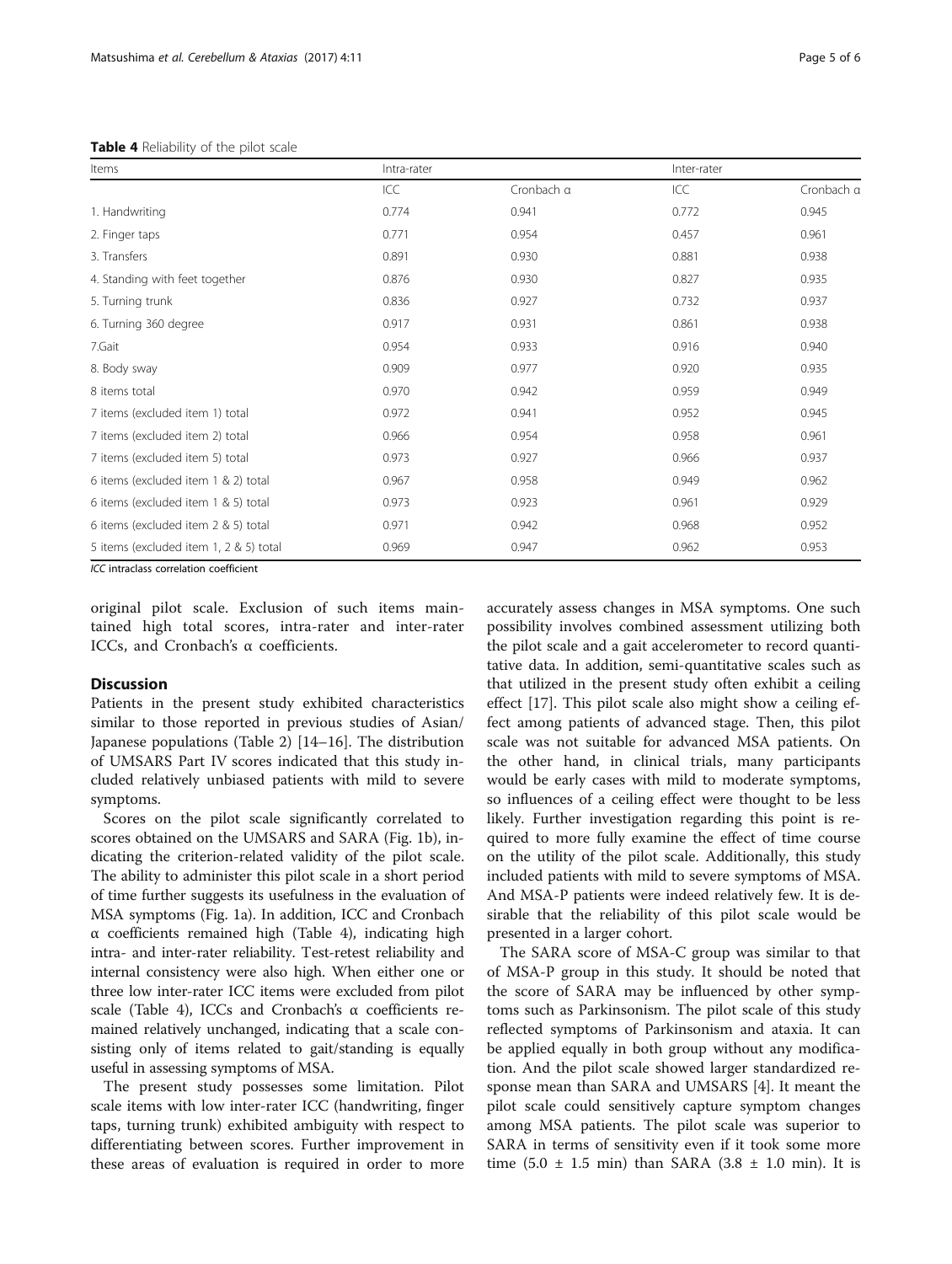**Table 4** Reliability of the pilot scale

| Items | Intra-rater | | Inter-rater | |
|---|---|---|---|---|
| | ICC | Cronbach α | ICC | Cronbach α |
| 1. Handwriting | 0.774 | 0.941 | 0.772 | 0.945 |
| 2. Finger taps | 0.771 | 0.954 | 0.457 | 0.961 |
| 3. Transfers | 0.891 | 0.930 | 0.881 | 0.938 |
| 4. Standing with feet together | 0.876 | 0.930 | 0.827 | 0.935 |
| 5. Turning trunk | 0.836 | 0.927 | 0.732 | 0.937 |
| 6. Turning 360 degree | 0.917 | 0.931 | 0.861 | 0.938 |
| 7.Gait | 0.954 | 0.933 | 0.916 | 0.940 |
| 8. Body sway | 0.909 | 0.977 | 0.920 | 0.935 |
| 8 items total | 0.970 | 0.942 | 0.959 | 0.949 |
| 7 items (excluded item 1) total | 0.972 | 0.941 | 0.952 | 0.945 |
| 7 items (excluded item 2) total | 0.966 | 0.954 | 0.958 | 0.961 |
| 7 items (excluded item 5) total | 0.973 | 0.927 | 0.966 | 0.937 |
| 6 items (excluded item 1 & 2) total | 0.967 | 0.958 | 0.949 | 0.962 |
| 6 items (excluded item 1 & 5) total | 0.973 | 0.923 | 0.961 | 0.929 |
| 6 items (excluded item 2 & 5) total | 0.971 | 0.942 | 0.968 | 0.952 |
| 5 items (excluded item 1, 2 & 5) total | 0.969 | 0.947 | 0.962 | 0.953 |

*ICC* intraclass correlation coefficient

original pilot scale. Exclusion of such items maintained high total scores, intra-rater and inter-rater ICCs, and Cronbach's α coefficients.

## Discussion

Patients in the present study exhibited characteristics similar to those reported in previous studies of Asian/Japanese populations (Table 2) [14–16]. The distribution of UMSARS Part IV scores indicated that this study included relatively unbiased patients with mild to severe symptoms.

Scores on the pilot scale significantly correlated to scores obtained on the UMSARS and SARA (Fig. 1b), indicating the criterion-related validity of the pilot scale. The ability to administer this pilot scale in a short period of time further suggests its usefulness in the evaluation of MSA symptoms (Fig. 1a). In addition, ICC and Cronbach α coefficients remained high (Table 4), indicating high intra- and inter-rater reliability. Test-retest reliability and internal consistency were also high. When either one or three low inter-rater ICC items were excluded from pilot scale (Table 4), ICCs and Cronbach's α coefficients remained relatively unchanged, indicating that a scale consisting only of items related to gait/standing is equally useful in assessing symptoms of MSA.

The present study possesses some limitation. Pilot scale items with low inter-rater ICC (handwriting, finger taps, turning trunk) exhibited ambiguity with respect to differentiating between scores. Further improvement in these areas of evaluation is required in order to more accurately assess changes in MSA symptoms. One such possibility involves combined assessment utilizing both the pilot scale and a gait accelerometer to record quantitative data. In addition, semi-quantitative scales such as that utilized in the present study often exhibit a ceiling effect [17]. This pilot scale also might show a ceiling effect among patients of advanced stage. Then, this pilot scale was not suitable for advanced MSA patients. On the other hand, in clinical trials, many participants would be early cases with mild to moderate symptoms, so influences of a ceiling effect were thought to be less likely. Further investigation regarding this point is required to more fully examine the effect of time course on the utility of the pilot scale. Additionally, this study included patients with mild to severe symptoms of MSA. And MSA-P patients were indeed relatively few. It is desirable that the reliability of this pilot scale would be presented in a larger cohort.

The SARA score of MSA-C group was similar to that of MSA-P group in this study. It should be noted that the score of SARA may be influenced by other symptoms such as Parkinsonism. The pilot scale of this study reflected symptoms of Parkinsonism and ataxia. It can be applied equally in both group without any modification. And the pilot scale showed larger standardized response mean than SARA and UMSARS [4]. It meant the pilot scale could sensitively capture symptom changes among MSA patients. The pilot scale was superior to SARA in terms of sensitivity even if it took some more time (5.0 ± 1.5 min) than SARA (3.8 ± 1.0 min). It is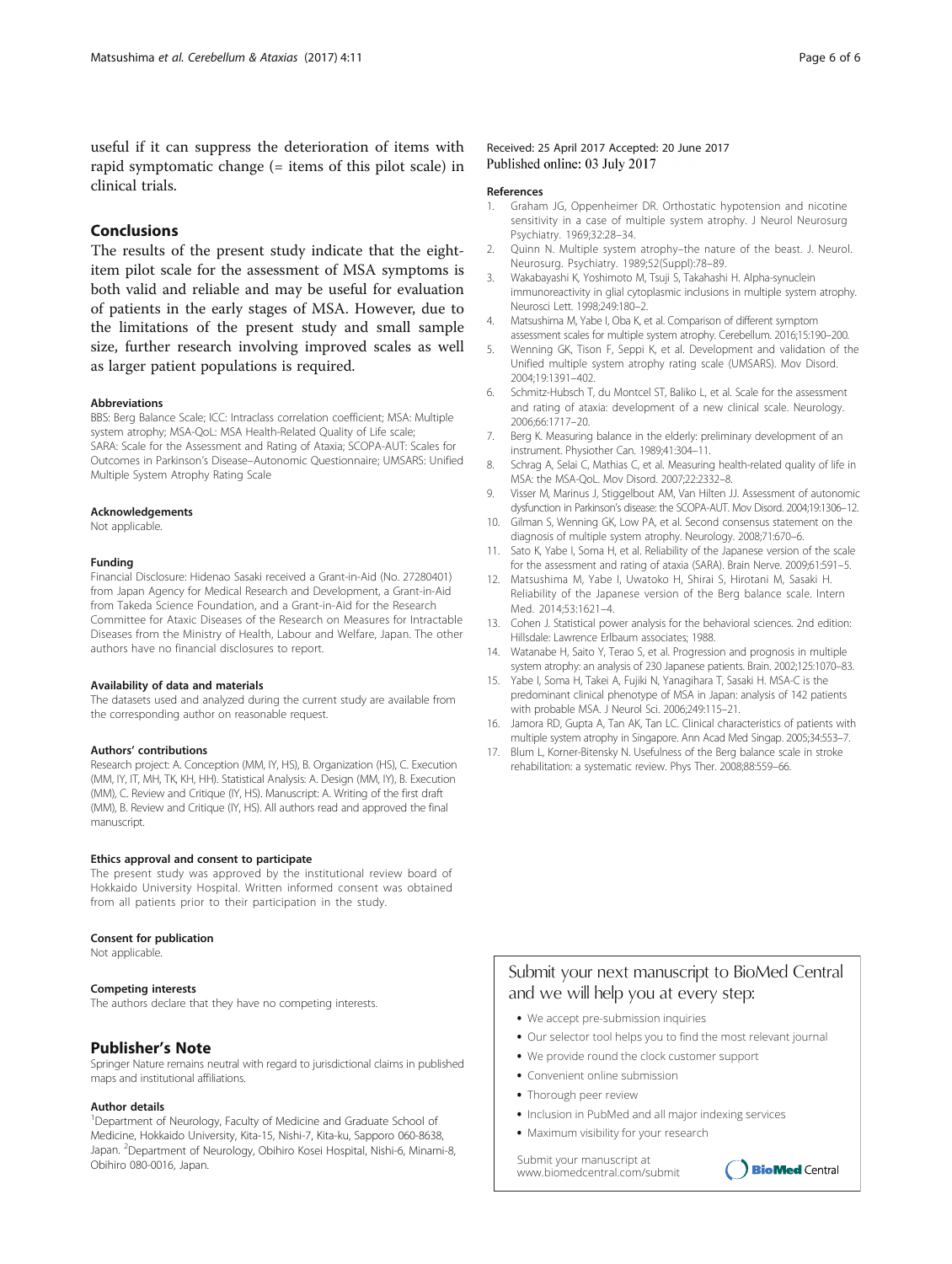useful if it can suppress the deterioration of items with rapid symptomatic change (= items of this pilot scale) in clinical trials.

## Conclusions

The results of the present study indicate that the eight-item pilot scale for the assessment of MSA symptoms is both valid and reliable and may be useful for evaluation of patients in the early stages of MSA. However, due to the limitations of the present study and small sample size, further research involving improved scales as well as larger patient populations is required.

#### Abbreviations

BBS: Berg Balance Scale; ICC: Intraclass correlation coefficient; MSA: Multiple system atrophy; MSA-QoL: MSA Health-Related Quality of Life scale; SARA: Scale for the Assessment and Rating of Ataxia; SCOPA-AUT: Scales for Outcomes in Parkinson's Disease–Autonomic Questionnaire; UMSARS: Unified Multiple System Atrophy Rating Scale

#### Acknowledgements

Not applicable.

#### Funding

Financial Disclosure: Hidenao Sasaki received a Grant-in-Aid (No. 27280401) from Japan Agency for Medical Research and Development, a Grant-in-Aid from Takeda Science Foundation, and a Grant-in-Aid for the Research Committee for Ataxic Diseases of the Research on Measures for Intractable Diseases from the Ministry of Health, Labour and Welfare, Japan. The other authors have no financial disclosures to report.

#### Availability of data and materials

The datasets used and analyzed during the current study are available from the corresponding author on reasonable request.

#### Authors' contributions

Research project: A. Conception (MM, IY, HS), B. Organization (HS), C. Execution (MM, IY, IT, MH, TK, KH, HH). Statistical Analysis: A. Design (MM, IY), B. Execution (MM), C. Review and Critique (IY, HS). Manuscript: A. Writing of the first draft (MM), B. Review and Critique (IY, HS). All authors read and approved the final manuscript.

#### Ethics approval and consent to participate

The present study was approved by the institutional review board of Hokkaido University Hospital. Written informed consent was obtained from all patients prior to their participation in the study.

#### Consent for publication

Not applicable.

#### Competing interests

The authors declare that they have no competing interests.

## Publisher's Note

Springer Nature remains neutral with regard to jurisdictional claims in published maps and institutional affiliations.

#### Author details

[1]Department of Neurology, Faculty of Medicine and Graduate School of Medicine, Hokkaido University, Kita-15, Nishi-7, Kita-ku, Sapporo 060-8638, Japan. [2]Department of Neurology, Obihiro Kosei Hospital, Nishi-6, Minami-8, Obihiro 080-0016, Japan.

Received: 25 April 2017 Accepted: 20 June 2017
Published online: 03 July 2017

#### References

1. Graham JG, Oppenheimer DR. Orthostatic hypotension and nicotine sensitivity in a case of multiple system atrophy. J Neurol Neurosurg Psychiatry. 1969;32:28–34.
2. Quinn N. Multiple system atrophy–the nature of the beast. J. Neurol. Neurosurg. Psychiatry. 1989;52(Suppl):78–89.
3. Wakabayashi K, Yoshimoto M, Tsuji S, Takahashi H. Alpha-synuclein immunoreactivity in glial cytoplasmic inclusions in multiple system atrophy. Neurosci Lett. 1998;249:180–2.
4. Matsushima M, Yabe I, Oba K, et al. Comparison of different symptom assessment scales for multiple system atrophy. Cerebellum. 2016;15:190–200.
5. Wenning GK, Tison F, Seppi K, et al. Development and validation of the Unified multiple system atrophy rating scale (UMSARS). Mov Disord. 2004;19:1391–402.
6. Schmitz-Hubsch T, du Montcel ST, Baliko L, et al. Scale for the assessment and rating of ataxia: development of a new clinical scale. Neurology. 2006;66:1717–20.
7. Berg K. Measuring balance in the elderly: preliminary development of an instrument. Physiother Can. 1989;41:304–11.
8. Schrag A, Selai C, Mathias C, et al. Measuring health-related quality of life in MSA: the MSA-QoL. Mov Disord. 2007;22:2332–8.
9. Visser M, Marinus J, Stiggelbout AM, Van Hilten JJ. Assessment of autonomic dysfunction in Parkinson's disease: the SCOPA-AUT. Mov Disord. 2004;19:1306–12.
10. Gilman S, Wenning GK, Low PA, et al. Second consensus statement on the diagnosis of multiple system atrophy. Neurology. 2008;71:670–6.
11. Sato K, Yabe I, Soma H, et al. Reliability of the Japanese version of the scale for the assessment and rating of ataxia (SARA). Brain Nerve. 2009;61:591–5.
12. Matsushima M, Yabe I, Uwatoko H, Shirai S, Hirotani M, Sasaki H. Reliability of the Japanese version of the Berg balance scale. Intern Med. 2014;53:1621–4.
13. Cohen J. Statistical power analysis for the behavioral sciences. 2nd edition: Hillsdale: Lawrence Erlbaum associates; 1988.
14. Watanabe H, Saito Y, Terao S, et al. Progression and prognosis in multiple system atrophy: an analysis of 230 Japanese patients. Brain. 2002;125:1070–83.
15. Yabe I, Soma H, Takei A, Fujiki N, Yanagihara T, Sasaki H. MSA-C is the predominant clinical phenotype of MSA in Japan: analysis of 142 patients with probable MSA. J Neurol Sci. 2006;249:115–21.
16. Jamora RD, Gupta A, Tan AK, Tan LC. Clinical characteristics of patients with multiple system atrophy in Singapore. Ann Acad Med Singap. 2005;34:553–7.
17. Blum L, Korner-Bitensky N. Usefulness of the Berg balance scale in stroke rehabilitation: a systematic review. Phys Ther. 2008;88:559–66.

Submit your next manuscript to BioMed Central and we will help you at every step:

- We accept pre-submission inquiries
- Our selector tool helps you to find the most relevant journal
- We provide round the clock customer support
- Convenient online submission
- Thorough peer review
- Inclusion in PubMed and all major indexing services
- Maximum visibility for your research

Submit your manuscript at www.biomedcentral.com/submit

BioMed Central